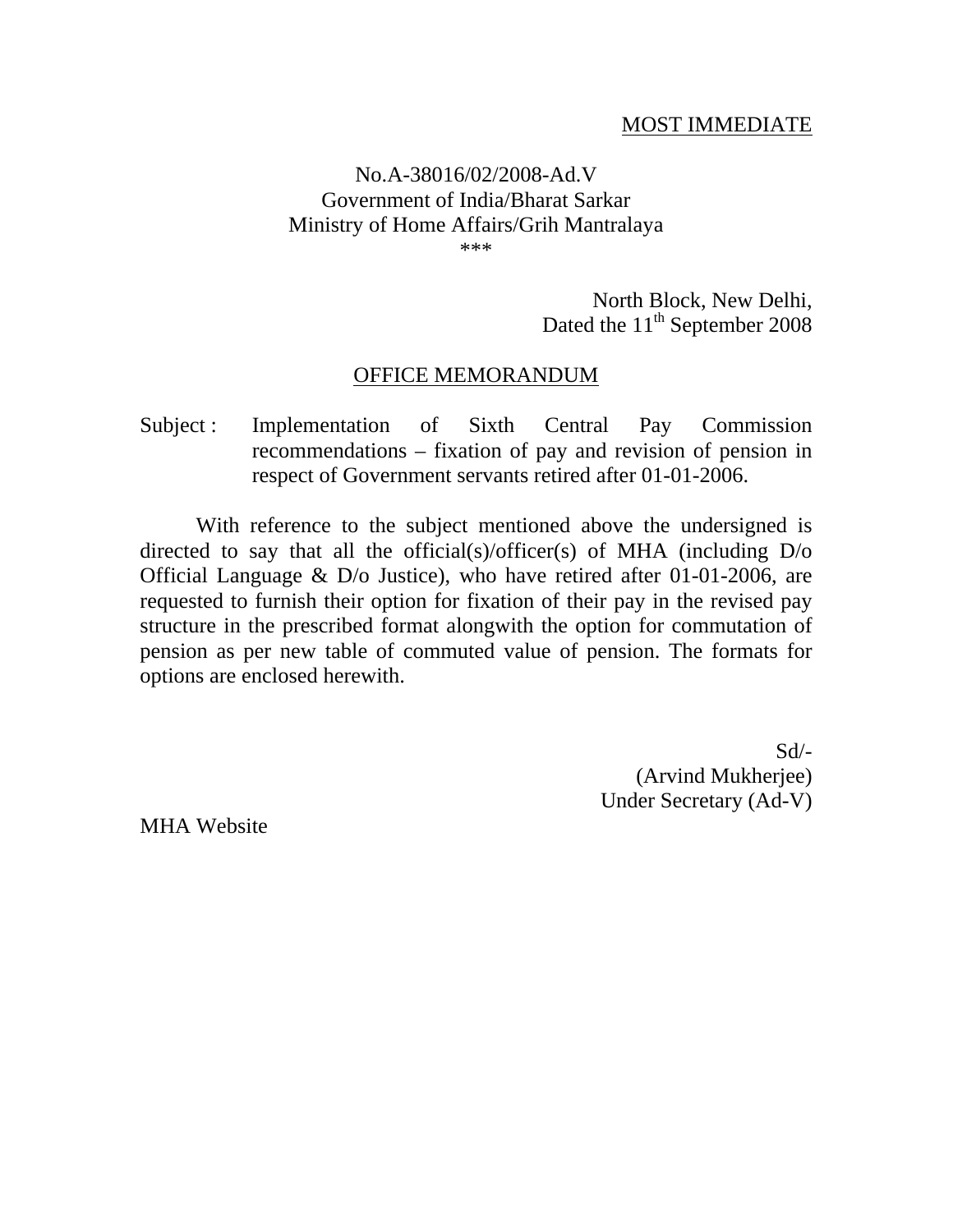<u>MOST IMMEDIATE</u>

No.A-38016/02/2008-Ad.V
Government of India/Bharat Sarkar
Ministry of Home Affairs/Grih Mantralaya
***

North Block, New Delhi,
Dated the 11th September 2008

<u>OFFICE MEMORANDUM</u>

Subject : Implementation of Sixth Central Pay Commission recommendations – fixation of pay and revision of pension in respect of Government servants retired after 01-01-2006.

With reference to the subject mentioned above the undersigned is directed to say that all the official(s)/officer(s) of MHA (including D/o Official Language & D/o Justice), who have retired after 01-01-2006, are requested to furnish their option for fixation of their pay in the revised pay structure in the prescribed format alongwith the option for commutation of pension as per new table of commuted value of pension. The formats for options are enclosed herewith.

Sd/-
(Arvind Mukherjee)
Under Secretary (Ad-V)

MHA Website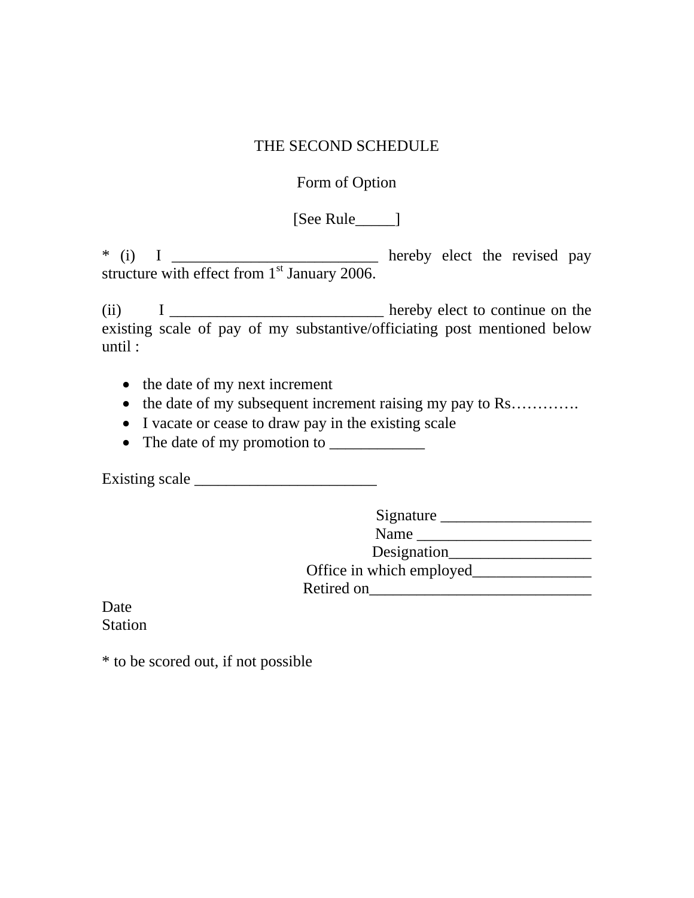THE SECOND SCHEDULE

Form of Option

[See Rule_____]

* (i) I __________________________ hereby elect the revised pay structure with effect from 1st January 2006.

(ii) I ___________________________ hereby elect to continue on the existing scale of pay of my substantive/officiating post mentioned below until :

- the date of my next increment
- the date of my subsequent increment raising my pay to Rs………….
- I vacate or cease to draw pay in the existing scale
- The date of my promotion to ____________

Existing scale _______________________

Signature ___________________
Name ______________________
Designation__________________
Office in which employed_______________
Retired on____________________________

Date
Station

* to be scored out, if not possible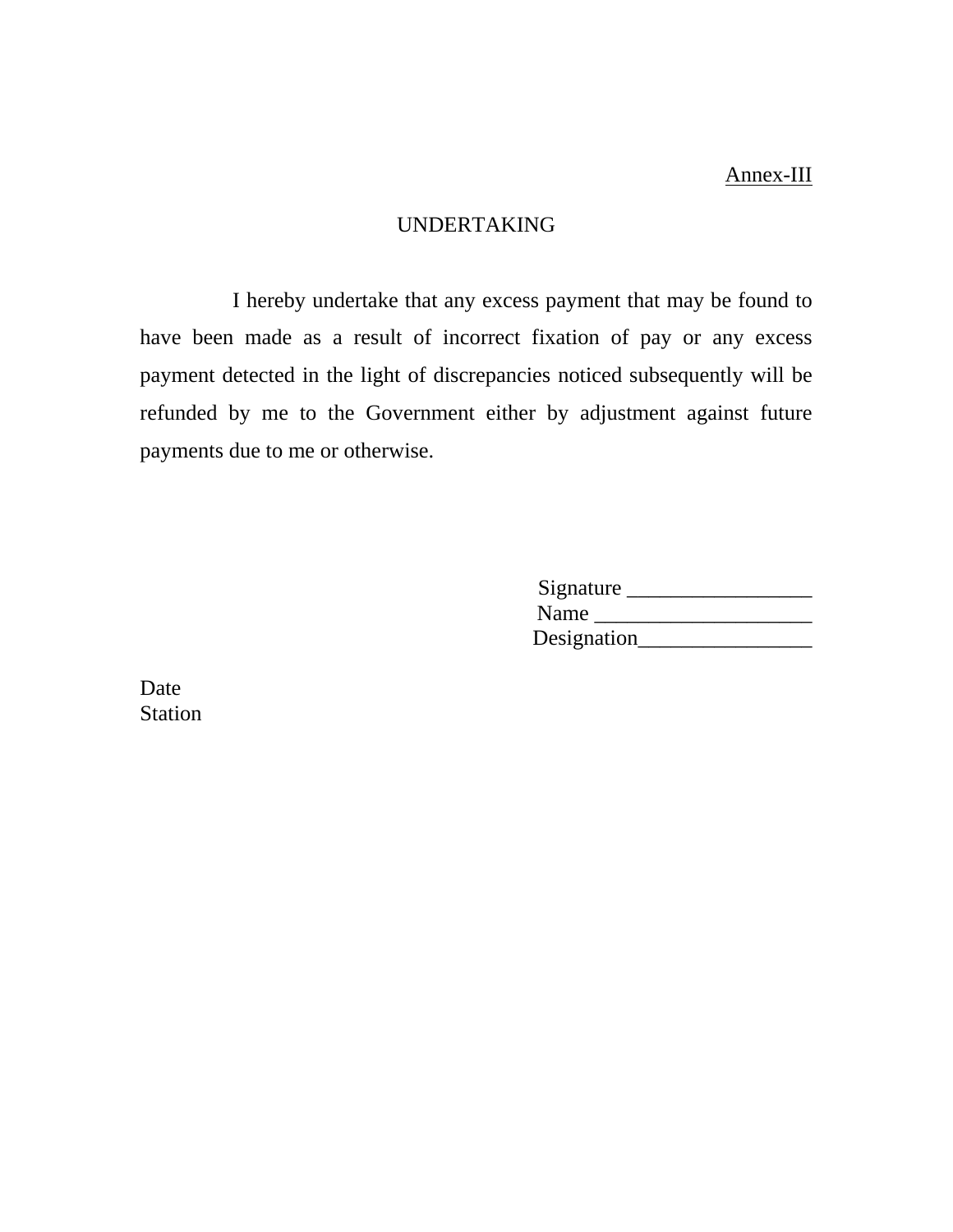Annex-III

# UNDERTAKING

I hereby undertake that any excess payment that may be found to have been made as a result of incorrect fixation of pay or any excess payment detected in the light of discrepancies noticed subsequently will be refunded by me to the Government either by adjustment against future payments due to me or otherwise.

Signature _________________
Name ____________________
Designation________________

Date
Station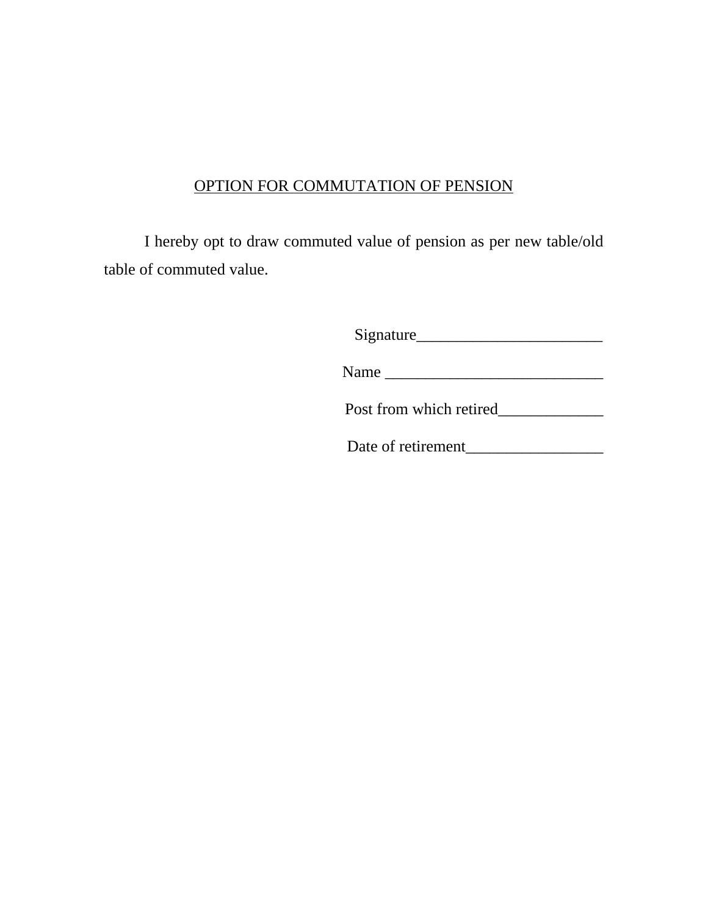<u>OPTION FOR COMMUTATION OF PENSION</u>

I hereby opt to draw commuted value of pension as per new table/old table of commuted value.

Signature_______________________

Name ___________________________

Post from which retired_____________

Date of retirement_________________